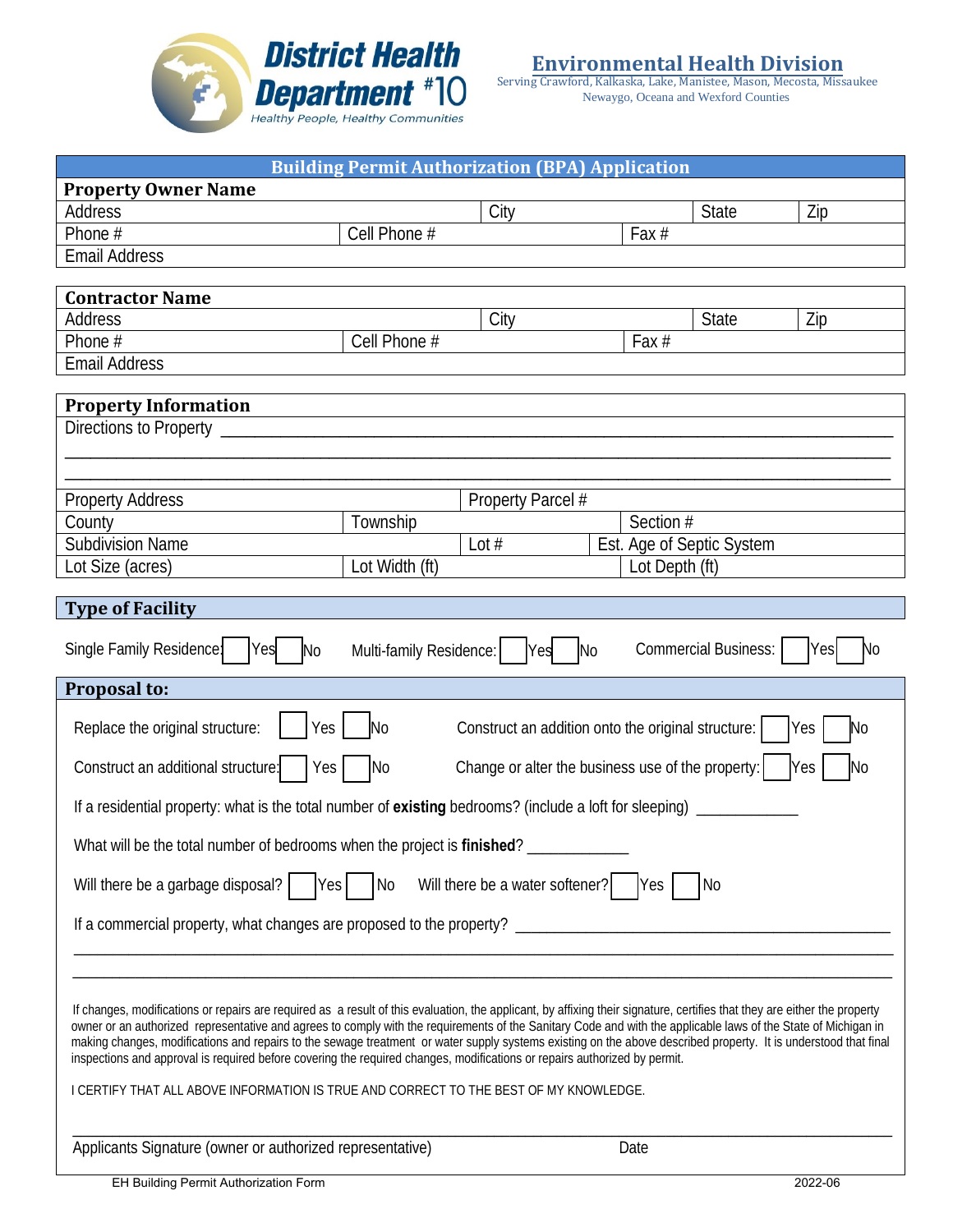# District Health Department #10

*Healthy People, Healthy Communities*

## Environmental Health Division

Serving Crawford, Kalkaska, Lake, Manistee, Mason, Mecosta, Missaukee Newaygo, Oceana and Wexford Counties

## Building Permit Authorization (BPA) Application

| **Property Owner Name** | | | | |
|---|---|---|---|---|
| Address | | City | State | Zip |
| Phone # | Cell Phone # | | Fax # | |
| Email Address | | | | |

| **Contractor Name** | | | | |
|---|---|---|---|---|
| Address | | City | State | Zip |
| Phone # | Cell Phone # | | Fax # | |
| Email Address | | | | |

**Property Information**

Directions to Property ______________________________________________________________________

_______________________________________________________________________________________

_______________________________________________________________________________________

| Property Address | | Property Parcel # | |
|---|---|---|---|
| County | Township | | Section # |
| Subdivision Name | | Lot # | Est. Age of Septic System |
| Lot Size (acres) | Lot Width (ft) | | Lot Depth (ft) |

**Type of Facility**

Single Family Residence: ☐ Yes ☐ No  Multi-family Residence: ☐ Yes ☐ No  Commercial Business: ☐ Yes ☐ No

**Proposal to:**

Replace the original structure: ☐ Yes ☐ No  Construct an addition onto the original structure: ☐ Yes ☐ No

Construct an additional structure: ☐ Yes ☐ No  Change or alter the business use of the property: ☐ Yes ☐ No

If a residential property: what is the total number of **existing** bedrooms? (include a loft for sleeping) ____________

What will be the total number of bedrooms when the project is **finished**? ____________

Will there be a garbage disposal? ☐ Yes ☐ No  Will there be a water softener? ☐ Yes ☐ No

If a commercial property, what changes are proposed to the property? ____________________________________________

_______________________________________________________________________________________

_______________________________________________________________________________________

If changes, modifications or repairs are required as a result of this evaluation, the applicant, by affixing their signature, certifies that they are either the property owner or an authorized representative and agrees to comply with the requirements of the Sanitary Code and with the applicable laws of the State of Michigan in making changes, modifications and repairs to the sewage treatment or water supply systems existing on the above described property. It is understood that final inspections and approval is required before covering the required changes, modifications or repairs authorized by permit.

I CERTIFY THAT ALL ABOVE INFORMATION IS TRUE AND CORRECT TO THE BEST OF MY KNOWLEDGE.

_______________________________________________________________________________________

Applicants Signature (owner or authorized representative)                Date

EH Building Permit Authorization Form                2022-06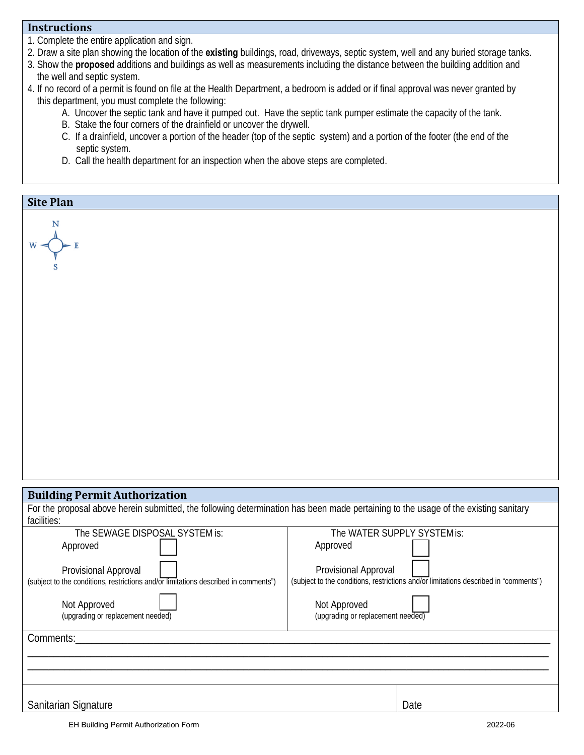## Instructions

1. Complete the entire application and sign.
2. Draw a site plan showing the location of the **existing** buildings, road, driveways, septic system, well and any buried storage tanks.
3. Show the **proposed** additions and buildings as well as measurements including the distance between the building addition and the well and septic system.
4. If no record of a permit is found on file at the Health Department, a bedroom is added or if final approval was never granted by this department, you must complete the following:
   - A. Uncover the septic tank and have it pumped out. Have the septic tank pumper estimate the capacity of the tank.
   - B. Stake the four corners of the drainfield or uncover the drywell.
   - C. If a drainfield, uncover a portion of the header (top of the septic system) and a portion of the footer (the end of the septic system.
   - D. Call the health department for an inspection when the above steps are completed.

## Site Plan

N
W E
S

## Building Permit Authorization

For the proposal above herein submitted, the following determination has been made pertaining to the usage of the existing sanitary facilities:

| The SEWAGE DISPOSAL SYSTEM is: | | The WATER SUPPLY SYSTEM is: | |
|---|---|---|---|
| Approved | ☐ | Approved | ☐ |
| Provisional Approval (subject to the conditions, restrictions and/or limitations described in comments") | ☐ | Provisional Approval (subject to the conditions, restrictions and/or limitations described in "comments") | ☐ |
| Not Approved (upgrading or replacement needed) | ☐ | Not Approved (upgrading or replacement needed) | ☐ |

Comments:\_\_\_\_\_\_\_\_\_\_\_\_\_\_\_\_\_\_\_\_\_\_\_\_\_\_\_\_\_\_\_\_\_\_\_\_\_\_\_\_\_\_\_\_\_\_\_\_\_\_\_\_\_\_\_\_\_\_\_\_\_\_\_\_\_\_\_\_\_\_\_\_\_\_\_\_\_\_

\_\_\_\_\_\_\_\_\_\_\_\_\_\_\_\_\_\_\_\_\_\_\_\_\_\_\_\_\_\_\_\_\_\_\_\_\_\_\_\_\_\_\_\_\_\_\_\_\_\_\_\_\_\_\_\_\_\_\_\_\_\_\_\_\_\_\_\_\_\_\_\_\_\_\_\_\_\_\_\_\_\_\_\_\_\_

\_\_\_\_\_\_\_\_\_\_\_\_\_\_\_\_\_\_\_\_\_\_\_\_\_\_\_\_\_\_\_\_\_\_\_\_\_\_\_\_\_\_\_\_\_\_\_\_\_\_\_\_\_\_\_\_\_\_\_\_\_\_\_\_\_\_\_\_\_\_\_\_\_\_\_\_\_\_\_\_\_\_\_\_\_\_

| | |
|---|---|
| Sanitarian Signature | Date |

EH Building Permit Authorization Form 2022-06